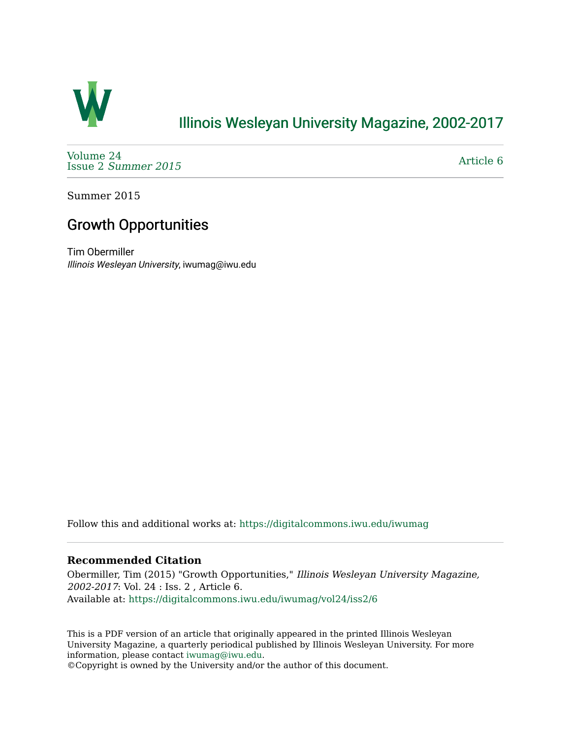# Illinois Wesleyan University Magazine, 2002-2017

Volume 24
Issue 2 *Summer 2015*

Article 6

Summer 2015

## Growth Opportunities

Tim Obermiller
*Illinois Wesleyan University*, iwumag@iwu.edu

Follow this and additional works at: https://digitalcommons.iwu.edu/iwumag

### Recommended Citation

Obermiller, Tim (2015) "Growth Opportunities," *Illinois Wesleyan University Magazine, 2002-2017*: Vol. 24 : Iss. 2 , Article 6.
Available at: https://digitalcommons.iwu.edu/iwumag/vol24/iss2/6

This is a PDF version of an article that originally appeared in the printed Illinois Wesleyan University Magazine, a quarterly periodical published by Illinois Wesleyan University. For more information, please contact iwumag@iwu.edu.
©Copyright is owned by the University and/or the author of this document.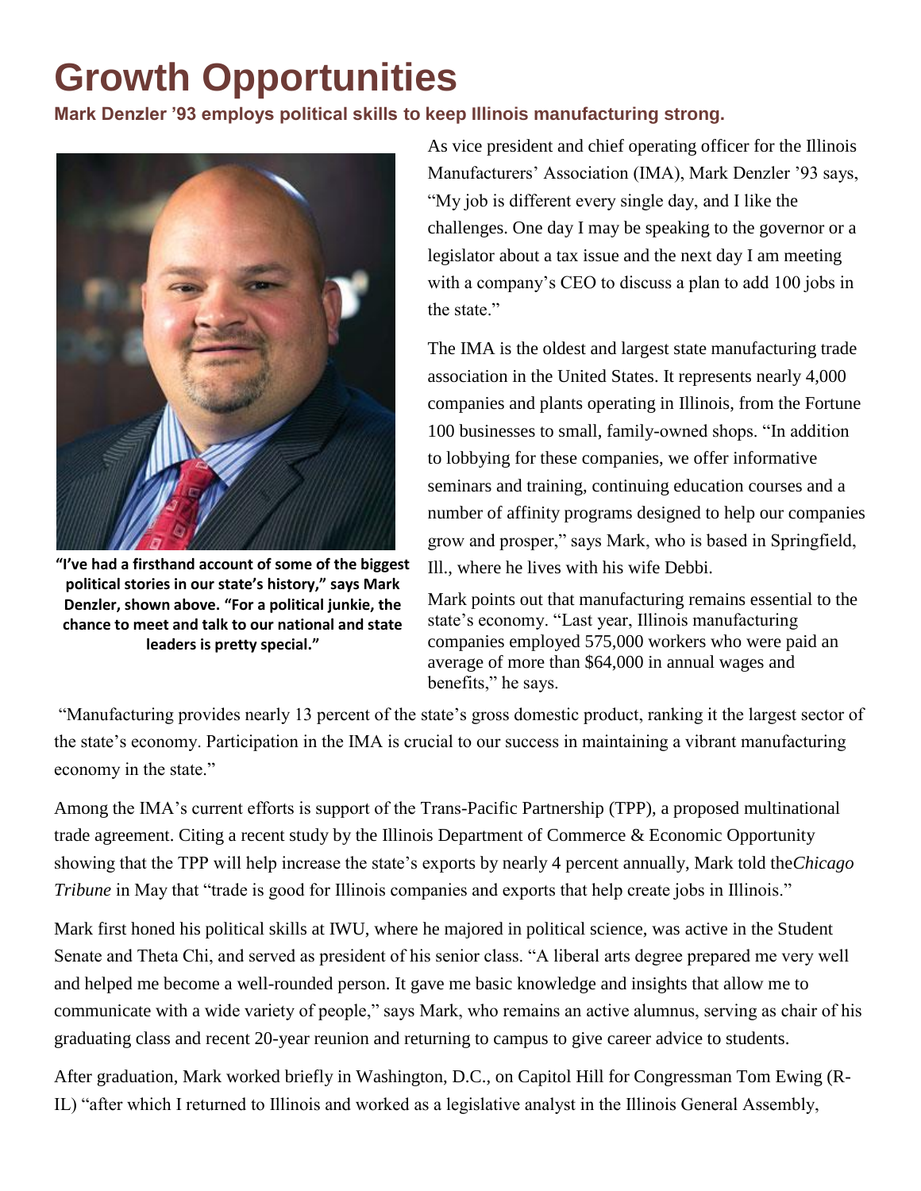# Growth Opportunities

**Mark Denzler '93 employs political skills to keep Illinois manufacturing strong.**

**"I've had a firsthand account of some of the biggest political stories in our state's history," says Mark Denzler, shown above. "For a political junkie, the chance to meet and talk to our national and state leaders is pretty special."**

As vice president and chief operating officer for the Illinois Manufacturers' Association (IMA), Mark Denzler '93 says, "My job is different every single day, and I like the challenges. One day I may be speaking to the governor or a legislator about a tax issue and the next day I am meeting with a company's CEO to discuss a plan to add 100 jobs in the state."

The IMA is the oldest and largest state manufacturing trade association in the United States. It represents nearly 4,000 companies and plants operating in Illinois, from the Fortune 100 businesses to small, family-owned shops. "In addition to lobbying for these companies, we offer informative seminars and training, continuing education courses and a number of affinity programs designed to help our companies grow and prosper," says Mark, who is based in Springfield, Ill., where he lives with his wife Debbi.

Mark points out that manufacturing remains essential to the state's economy. "Last year, Illinois manufacturing companies employed 575,000 workers who were paid an average of more than $64,000 in annual wages and benefits," he says.

"Manufacturing provides nearly 13 percent of the state's gross domestic product, ranking it the largest sector of the state's economy. Participation in the IMA is crucial to our success in maintaining a vibrant manufacturing economy in the state."

Among the IMA's current efforts is support of the Trans-Pacific Partnership (TPP), a proposed multinational trade agreement. Citing a recent study by the Illinois Department of Commerce & Economic Opportunity showing that the TPP will help increase the state's exports by nearly 4 percent annually, Mark told the *Chicago Tribune* in May that "trade is good for Illinois companies and exports that help create jobs in Illinois."

Mark first honed his political skills at IWU, where he majored in political science, was active in the Student Senate and Theta Chi, and served as president of his senior class. "A liberal arts degree prepared me very well and helped me become a well-rounded person. It gave me basic knowledge and insights that allow me to communicate with a wide variety of people," says Mark, who remains an active alumnus, serving as chair of his graduating class and recent 20-year reunion and returning to campus to give career advice to students.

After graduation, Mark worked briefly in Washington, D.C., on Capitol Hill for Congressman Tom Ewing (R-IL) "after which I returned to Illinois and worked as a legislative analyst in the Illinois General Assembly,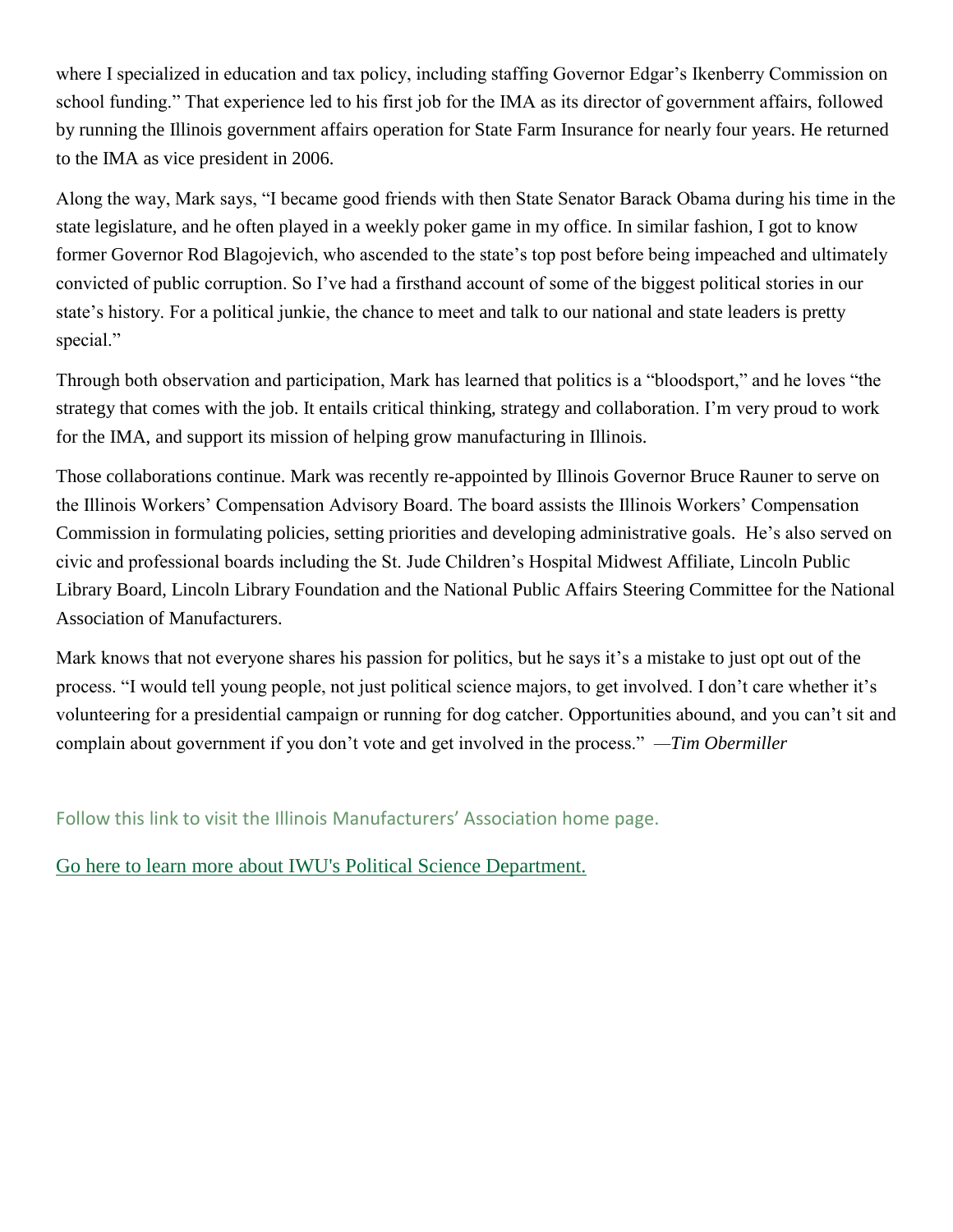where I specialized in education and tax policy, including staffing Governor Edgar's Ikenberry Commission on school funding." That experience led to his first job for the IMA as its director of government affairs, followed by running the Illinois government affairs operation for State Farm Insurance for nearly four years. He returned to the IMA as vice president in 2006.

Along the way, Mark says, "I became good friends with then State Senator Barack Obama during his time in the state legislature, and he often played in a weekly poker game in my office. In similar fashion, I got to know former Governor Rod Blagojevich, who ascended to the state's top post before being impeached and ultimately convicted of public corruption. So I've had a firsthand account of some of the biggest political stories in our state's history. For a political junkie, the chance to meet and talk to our national and state leaders is pretty special."

Through both observation and participation, Mark has learned that politics is a "bloodsport," and he loves "the strategy that comes with the job. It entails critical thinking, strategy and collaboration. I'm very proud to work for the IMA, and support its mission of helping grow manufacturing in Illinois.

Those collaborations continue. Mark was recently re-appointed by Illinois Governor Bruce Rauner to serve on the Illinois Workers' Compensation Advisory Board. The board assists the Illinois Workers' Compensation Commission in formulating policies, setting priorities and developing administrative goals. He's also served on civic and professional boards including the St. Jude Children's Hospital Midwest Affiliate, Lincoln Public Library Board, Lincoln Library Foundation and the National Public Affairs Steering Committee for the National Association of Manufacturers.

Mark knows that not everyone shares his passion for politics, but he says it's a mistake to just opt out of the process. "I would tell young people, not just political science majors, to get involved. I don't care whether it's volunteering for a presidential campaign or running for dog catcher. Opportunities abound, and you can't sit and complain about government if you don't vote and get involved in the process." *—Tim Obermiller*

Follow this link to visit the Illinois Manufacturers' Association home page.

Go here to learn more about IWU's Political Science Department.